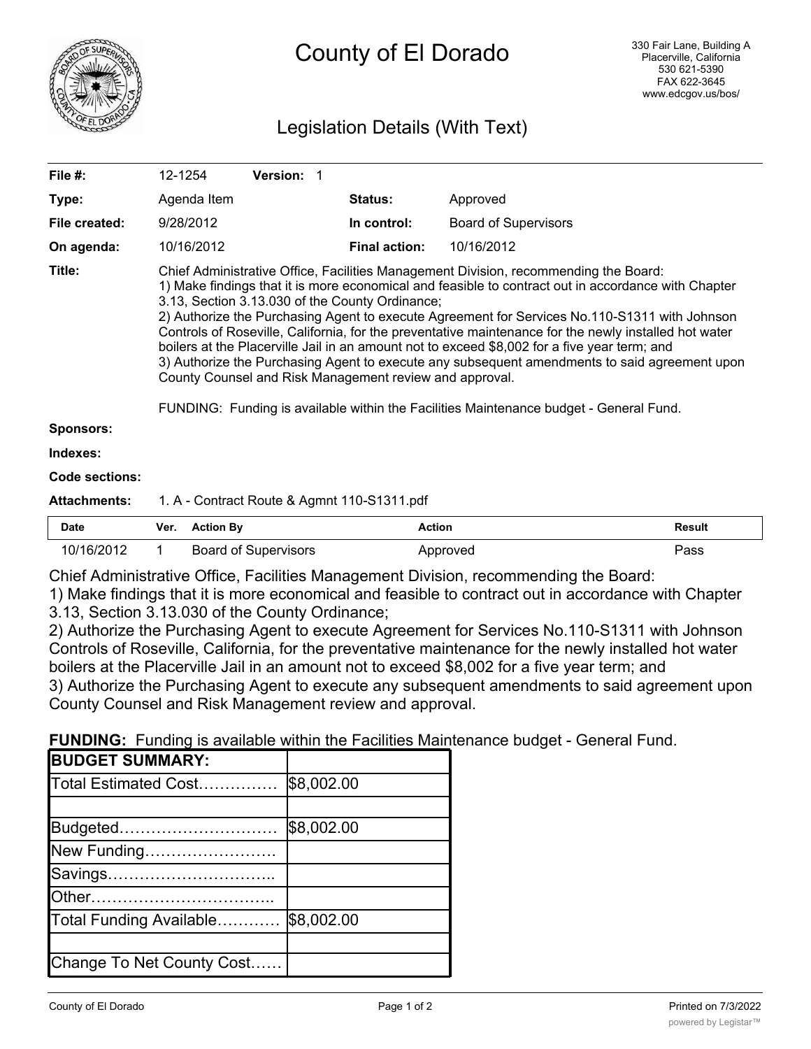# County of El Dorado

330 Fair Lane, Building A
Placerville, California
530 621-5390
FAX 622-3645
www.edcgov.us/bos/

## Legislation Details (With Text)

| | | | |
|---|---|---|---|
| **File #:** | 12-1254 **Version:** 1 | | |
| **Type:** | Agenda Item | **Status:** | Approved |
| **File created:** | 9/28/2012 | **In control:** | Board of Supervisors |
| **On agenda:** | 10/16/2012 | **Final action:** | 10/16/2012 |

**Title:** Chief Administrative Office, Facilities Management Division, recommending the Board:
1) Make findings that it is more economical and feasible to contract out in accordance with Chapter 3.13, Section 3.13.030 of the County Ordinance;
2) Authorize the Purchasing Agent to execute Agreement for Services No.110-S1311 with Johnson Controls of Roseville, California, for the preventative maintenance for the newly installed hot water boilers at the Placerville Jail in an amount not to exceed $8,002 for a five year term; and
3) Authorize the Purchasing Agent to execute any subsequent amendments to said agreement upon County Counsel and Risk Management review and approval.

FUNDING: Funding is available within the Facilities Maintenance budget - General Fund.

**Sponsors:**

**Indexes:**

**Code sections:**

**Attachments:** 1. A - Contract Route & Agmnt 110-S1311.pdf

| Date | Ver. | Action By | Action | Result |
|---|---|---|---|---|
| 10/16/2012 | 1 | Board of Supervisors | Approved | Pass |

Chief Administrative Office, Facilities Management Division, recommending the Board:
1) Make findings that it is more economical and feasible to contract out in accordance with Chapter 3.13, Section 3.13.030 of the County Ordinance;
2) Authorize the Purchasing Agent to execute Agreement for Services No.110-S1311 with Johnson Controls of Roseville, California, for the preventative maintenance for the newly installed hot water boilers at the Placerville Jail in an amount not to exceed $8,002 for a five year term; and
3) Authorize the Purchasing Agent to execute any subsequent amendments to said agreement upon County Counsel and Risk Management review and approval.

**FUNDING:** Funding is available within the Facilities Maintenance budget - General Fund.

| **BUDGET SUMMARY:** | |
|---|---|
| Total Estimated Cost…………… | $8,002.00 |
| | |
| Budgeted………………………… | $8,002.00 |
| New Funding……………………. | |
| Savings………………………….. | |
| Other…………………………….. | |
| Total Funding Available………… | $8,002.00 |
| | |
| Change To Net County Cost…… | |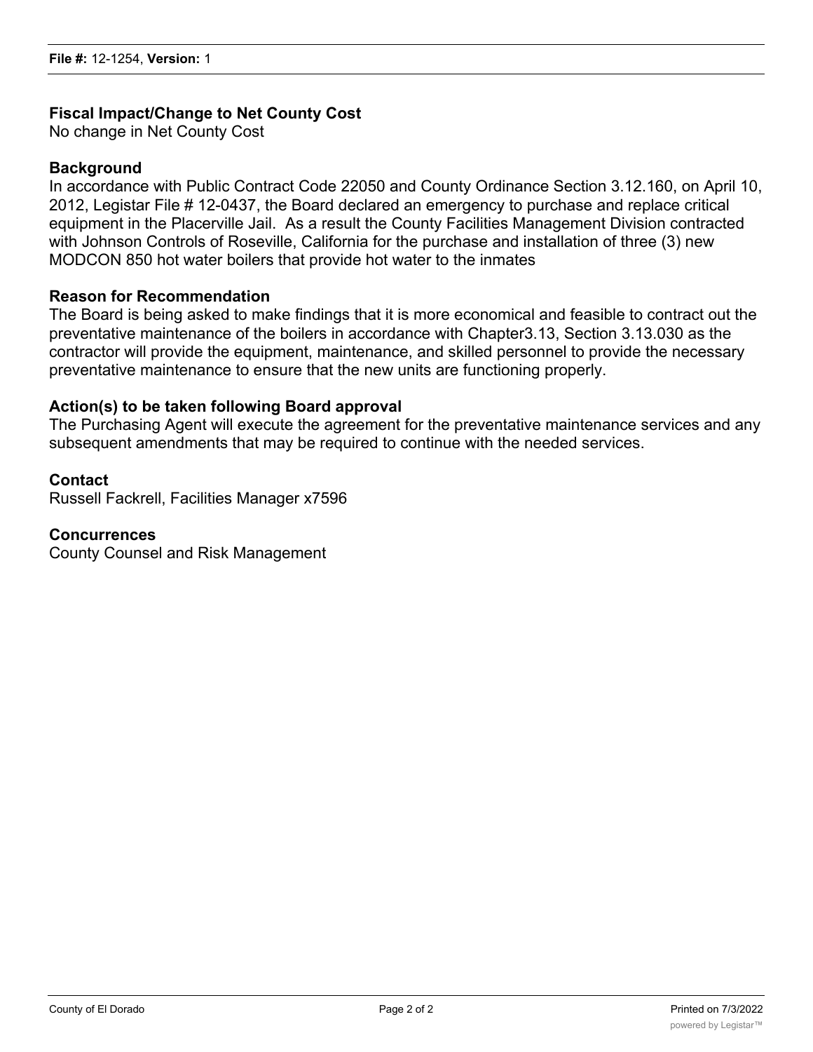**File #:** 12-1254, **Version:** 1

**Fiscal Impact/Change to Net County Cost**
No change in Net County Cost

**Background**
In accordance with Public Contract Code 22050 and County Ordinance Section 3.12.160, on April 10, 2012, Legistar File # 12-0437, the Board declared an emergency to purchase and replace critical equipment in the Placerville Jail. As a result the County Facilities Management Division contracted with Johnson Controls of Roseville, California for the purchase and installation of three (3) new MODCON 850 hot water boilers that provide hot water to the inmates

**Reason for Recommendation**
The Board is being asked to make findings that it is more economical and feasible to contract out the preventative maintenance of the boilers in accordance with Chapter3.13, Section 3.13.030 as the contractor will provide the equipment, maintenance, and skilled personnel to provide the necessary preventative maintenance to ensure that the new units are functioning properly.

**Action(s) to be taken following Board approval**
The Purchasing Agent will execute the agreement for the preventative maintenance services and any subsequent amendments that may be required to continue with the needed services.

**Contact**
Russell Fackrell, Facilities Manager x7596

**Concurrences**
County Counsel and Risk Management